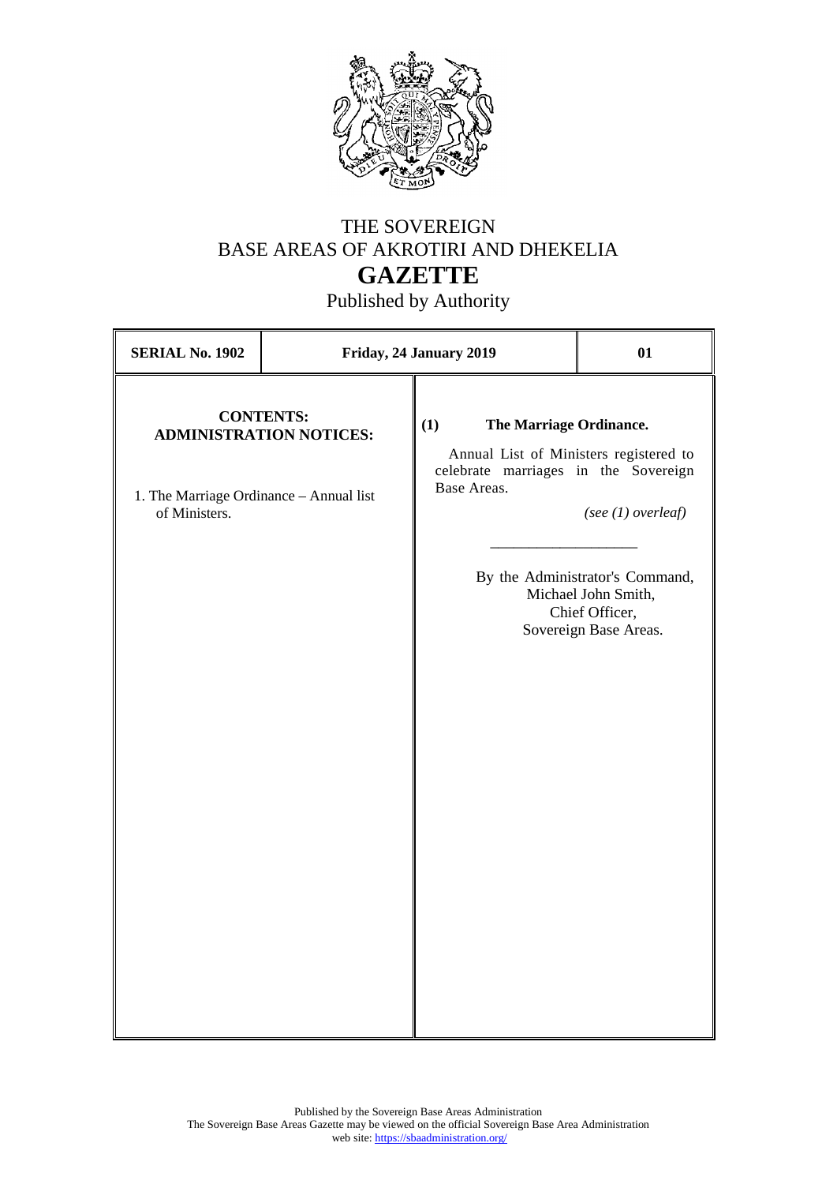THE SOVEREIGN
BASE AREAS OF AKROTIRI AND DHEKELIA

# GAZETTE

Published by Authority

| SERIAL No. 1902 | Friday, 24 January 2019 | 01 |
|---|---|---|

**CONTENTS:**
**ADMINISTRATION NOTICES:**

1. The Marriage Ordinance – Annual list of Ministers.

**(1) The Marriage Ordinance.**

Annual List of Ministers registered to celebrate marriages in the Sovereign Base Areas.

*(see (1) overleaf)*

---

By the Administrator's Command,
Michael John Smith,
Chief Officer,
Sovereign Base Areas.

Published by the Sovereign Base Areas Administration
The Sovereign Base Areas Gazette may be viewed on the official Sovereign Base Area Administration web site: https://sbaadministration.org/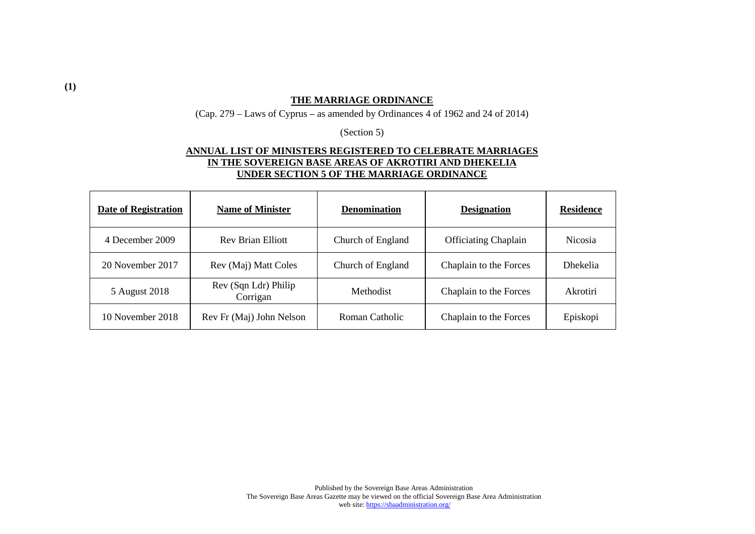(1)

## THE MARRIAGE ORDINANCE

(Cap. 279 – Laws of Cyprus – as amended by Ordinances 4 of 1962 and 24 of 2014)

(Section 5)

### ANNUAL LIST OF MINISTERS REGISTERED TO CELEBRATE MARRIAGES IN THE SOVEREIGN BASE AREAS OF AKROTIRI AND DHEKELIA UNDER SECTION 5 OF THE MARRIAGE ORDINANCE

| Date of Registration | Name of Minister | Denomination | Designation | Residence |
|---|---|---|---|---|
| 4 December 2009 | Rev Brian Elliott | Church of England | Officiating Chaplain | Nicosia |
| 20 November 2017 | Rev (Maj) Matt Coles | Church of England | Chaplain to the Forces | Dhekelia |
| 5 August 2018 | Rev (Sqn Ldr) Philip Corrigan | Methodist | Chaplain to the Forces | Akrotiri |
| 10 November 2018 | Rev Fr (Maj) John Nelson | Roman Catholic | Chaplain to the Forces | Episkopi |

Published by the Sovereign Base Areas Administration
The Sovereign Base Areas Gazette may be viewed on the official Sovereign Base Area Administration web site: https://sbaadministration.org/